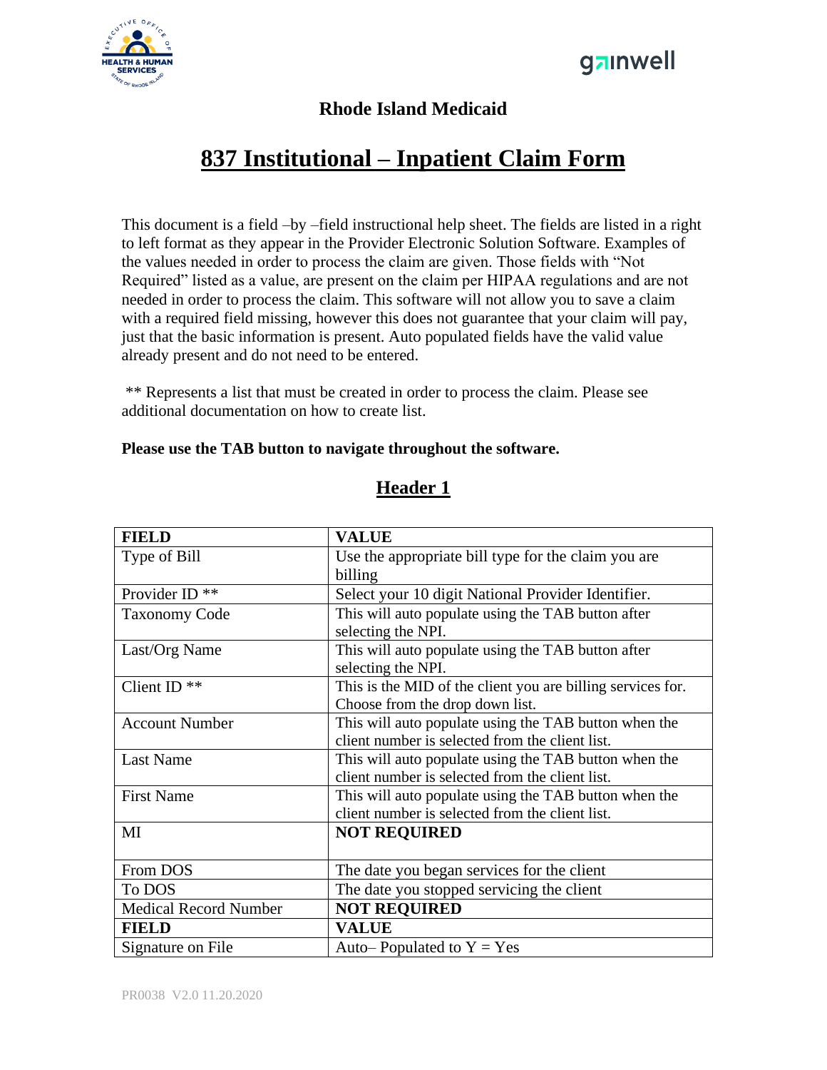**Rhode Island Medicaid**

# 837 Institutional – Inpatient Claim Form

This document is a field –by –field instructional help sheet. The fields are listed in a right to left format as they appear in the Provider Electronic Solution Software. Examples of the values needed in order to process the claim are given. Those fields with "Not Required" listed as a value, are present on the claim per HIPAA regulations and are not needed in order to process the claim. This software will not allow you to save a claim with a required field missing, however this does not guarantee that your claim will pay, just that the basic information is present. Auto populated fields have the valid value already present and do not need to be entered.

** Represents a list that must be created in order to process the claim. Please see additional documentation on how to create list.

**Please use the TAB button to navigate throughout the software.**

## Header 1

| FIELD | VALUE |
| --- | --- |
| Type of Bill | Use the appropriate bill type for the claim you are billing |
| Provider ID ** | Select your 10 digit National Provider Identifier. |
| Taxonomy Code | This will auto populate using the TAB button after selecting the NPI. |
| Last/Org Name | This will auto populate using the TAB button after selecting the NPI. |
| Client ID ** | This is the MID of the client you are billing services for. Choose from the drop down list. |
| Account Number | This will auto populate using the TAB button when the client number is selected from the client list. |
| Last Name | This will auto populate using the TAB button when the client number is selected from the client list. |
| First Name | This will auto populate using the TAB button when the client number is selected from the client list. |
| MI | **NOT REQUIRED** |
| From DOS | The date you began services for the client |
| To DOS | The date you stopped servicing the client |
| Medical Record Number | **NOT REQUIRED** |
| **FIELD** | **VALUE** |
| Signature on File | Auto– Populated to Y = Yes |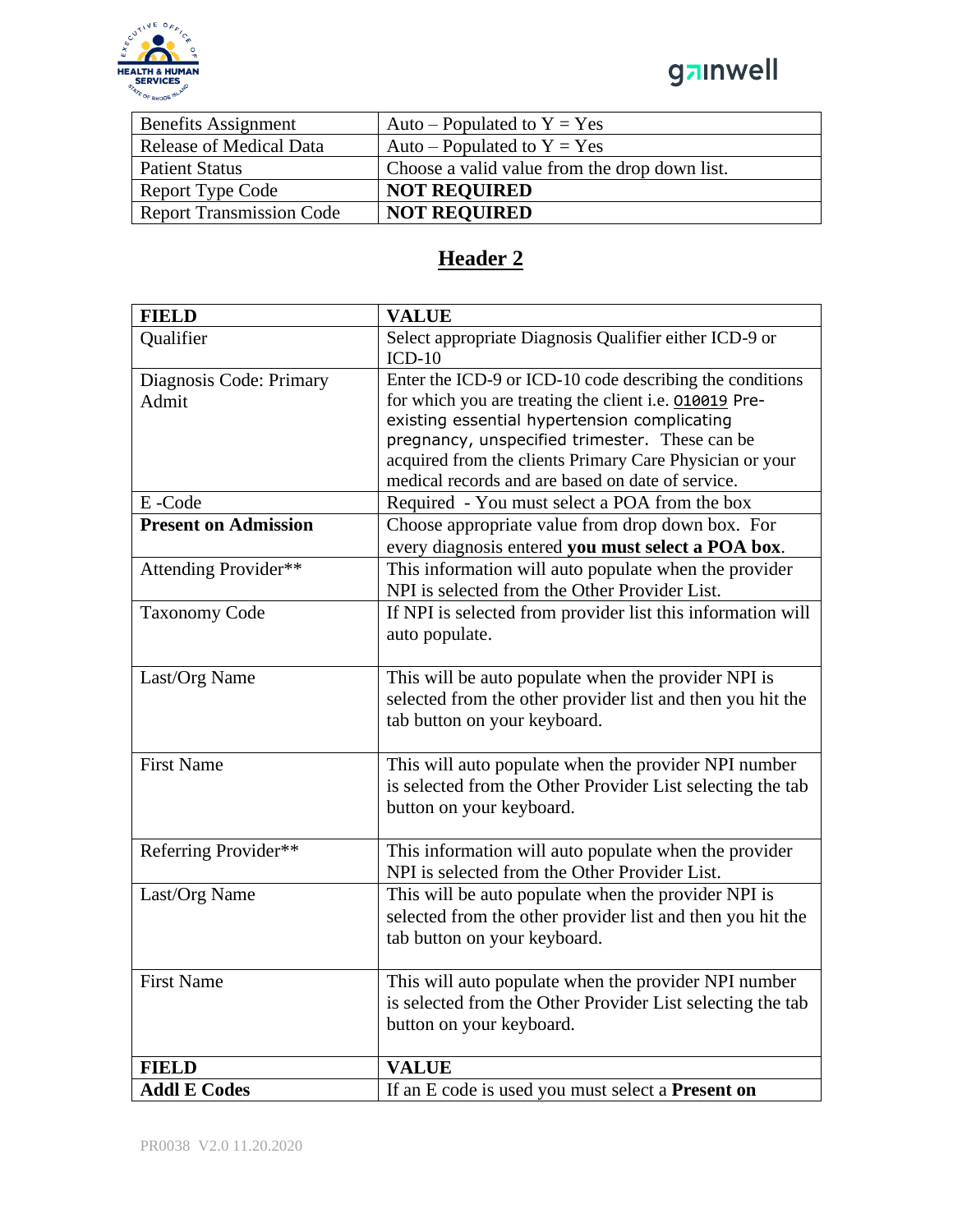| Benefits Assignment | Auto – Populated to Y = Yes |
|---|---|
| Release of Medical Data | Auto – Populated to Y = Yes |
| Patient Status | Choose a valid value from the drop down list. |
| Report Type Code | **NOT REQUIRED** |
| Report Transmission Code | **NOT REQUIRED** |

## Header 2

| **FIELD** | **VALUE** |
|---|---|
| Qualifier | Select appropriate Diagnosis Qualifier either ICD-9 or ICD-10 |
| Diagnosis Code: Primary Admit | Enter the ICD-9 or ICD-10 code describing the conditions for which you are treating the client i.e. O10019 Pre-existing essential hypertension complicating pregnancy, unspecified trimester. These can be acquired from the clients Primary Care Physician or your medical records and are based on date of service. |
| E -Code | Required - You must select a POA from the box |
| **Present on Admission** | Choose appropriate value from drop down box. For every diagnosis entered **you must select a POA box**. |
| Attending Provider** | This information will auto populate when the provider NPI is selected from the Other Provider List. |
| Taxonomy Code | If NPI is selected from provider list this information will auto populate. |
| Last/Org Name | This will be auto populate when the provider NPI is selected from the other provider list and then you hit the tab button on your keyboard. |
| First Name | This will auto populate when the provider NPI number is selected from the Other Provider List selecting the tab button on your keyboard. |
| Referring Provider** | This information will auto populate when the provider NPI is selected from the Other Provider List. |
| Last/Org Name | This will be auto populate when the provider NPI is selected from the other provider list and then you hit the tab button on your keyboard. |
| First Name | This will auto populate when the provider NPI number is selected from the Other Provider List selecting the tab button on your keyboard. |
| **FIELD** | **VALUE** |
| **Addl E Codes** | If an E code is used you must select a **Present on** |

PR0038 V2.0 11.20.2020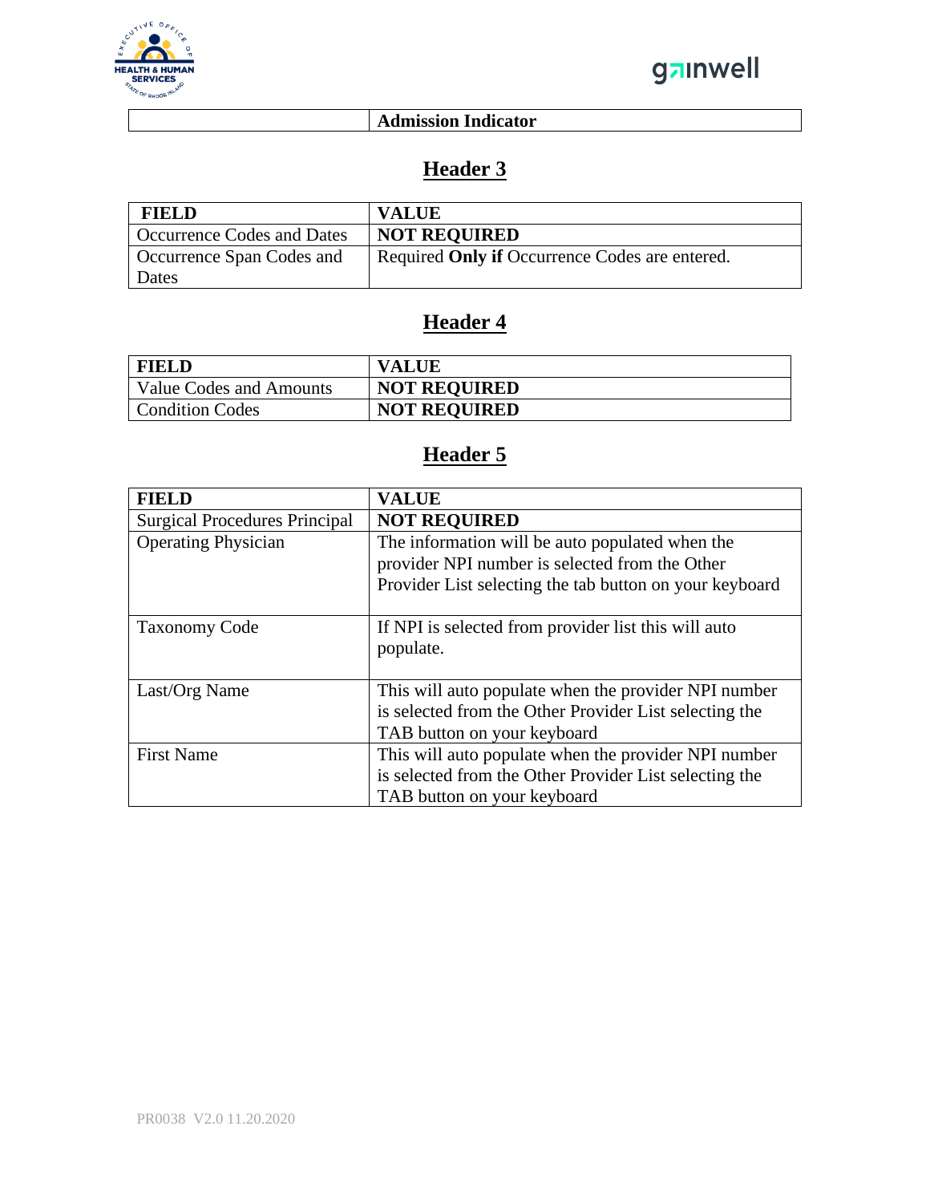| | **Admission Indicator** |
|---|---|

## Header 3

| **FIELD** | **VALUE** |
|---|---|
| Occurrence Codes and Dates | **NOT REQUIRED** |
| Occurrence Span Codes and Dates | Required **Only if** Occurrence Codes are entered. |

## Header 4

| **FIELD** | **VALUE** |
|---|---|
| Value Codes and Amounts | **NOT REQUIRED** |
| Condition Codes | **NOT REQUIRED** |

## Header 5

| **FIELD** | **VALUE** |
|---|---|
| Surgical Procedures Principal | **NOT REQUIRED** |
| Operating Physician | The information will be auto populated when the provider NPI number is selected from the Other Provider List selecting the tab button on your keyboard |
| Taxonomy Code | If NPI is selected from provider list this will auto populate. |
| Last/Org Name | This will auto populate when the provider NPI number is selected from the Other Provider List selecting the TAB button on your keyboard |
| First Name | This will auto populate when the provider NPI number is selected from the Other Provider List selecting the TAB button on your keyboard |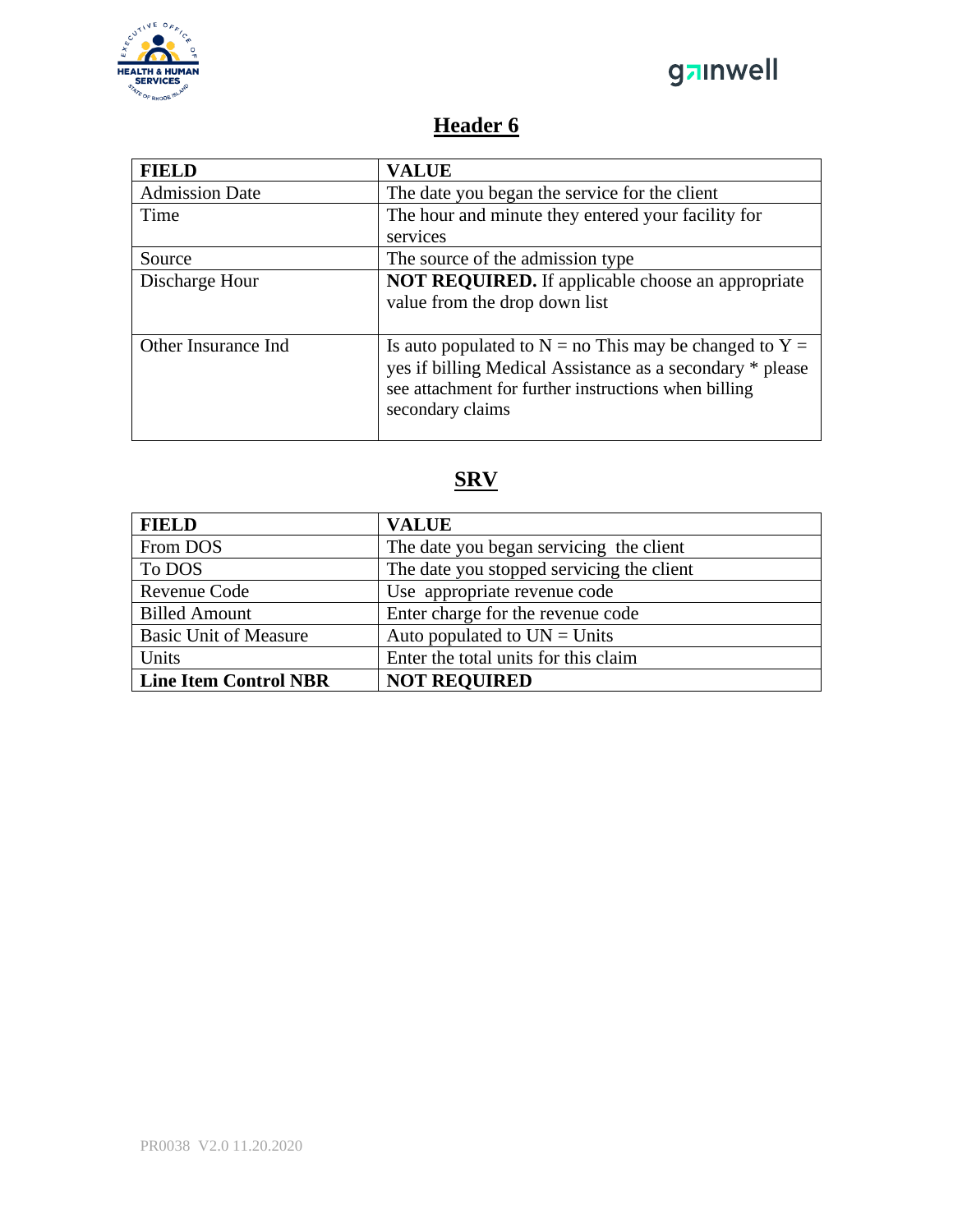## Header 6

| FIELD | VALUE |
|---|---|
| Admission Date | The date you began the service for the client |
| Time | The hour and minute they entered your facility for services |
| Source | The source of the admission type |
| Discharge Hour | **NOT REQUIRED.** If applicable choose an appropriate value from the drop down list |
| Other Insurance Ind | Is auto populated to N = no This may be changed to Y = yes if billing Medical Assistance as a secondary * please see attachment for further instructions when billing secondary claims |

## SRV

| FIELD | VALUE |
|---|---|
| From DOS | The date you began servicing the client |
| To DOS | The date you stopped servicing the client |
| Revenue Code | Use appropriate revenue code |
| Billed Amount | Enter charge for the revenue code |
| Basic Unit of Measure | Auto populated to UN = Units |
| Units | Enter the total units for this claim |
| **Line Item Control NBR** | **NOT REQUIRED** |

PR0038 V2.0 11.20.2020